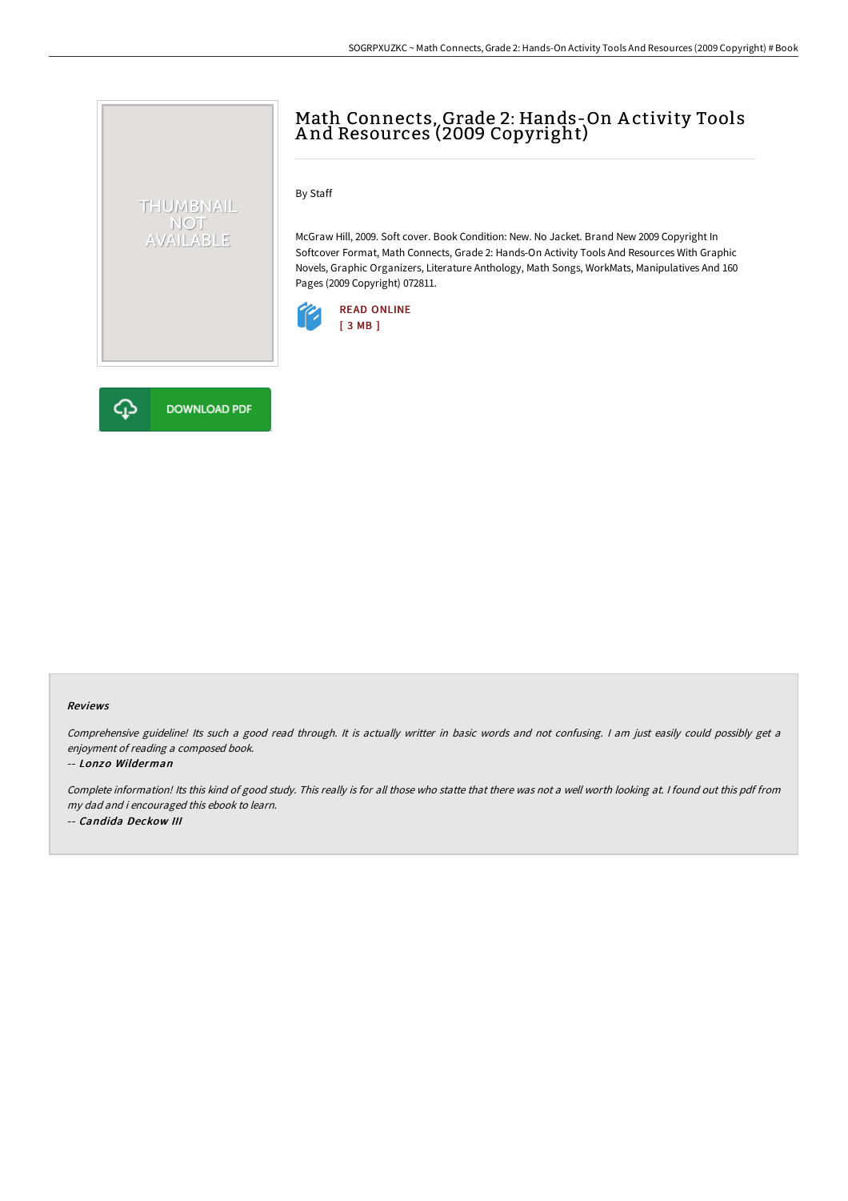# Math Connects, Grade 2: Hands-On Activity Tools And Resources (2009 Copyright)

By Staff

McGraw Hill, 2009. Soft cover. Book Condition: New. No Jacket. Brand New 2009 Copyright In Softcover Format, Math Connects, Grade 2: Hands-On Activity Tools And Resources With Graphic Novels, Graphic Organizers, Literature Anthology, Math Songs, WorkMats, Manipulatives And 160 Pages (2009 Copyright) 072811.

READ ONLINE
[ 3 MB ]

DOWNLOAD PDF

### Reviews

*Comprehensive guideline! Its such a good read through. It is actually writter in basic words and not confusing. I am just easily could possibly get a enjoyment of reading a composed book.*

-- *Lonzo Wilderman*

*Complete information! Its this kind of good study. This really is for all those who statte that there was not a well worth looking at. I found out this pdf from my dad and i encouraged this ebook to learn.*

-- *Candida Deckow III*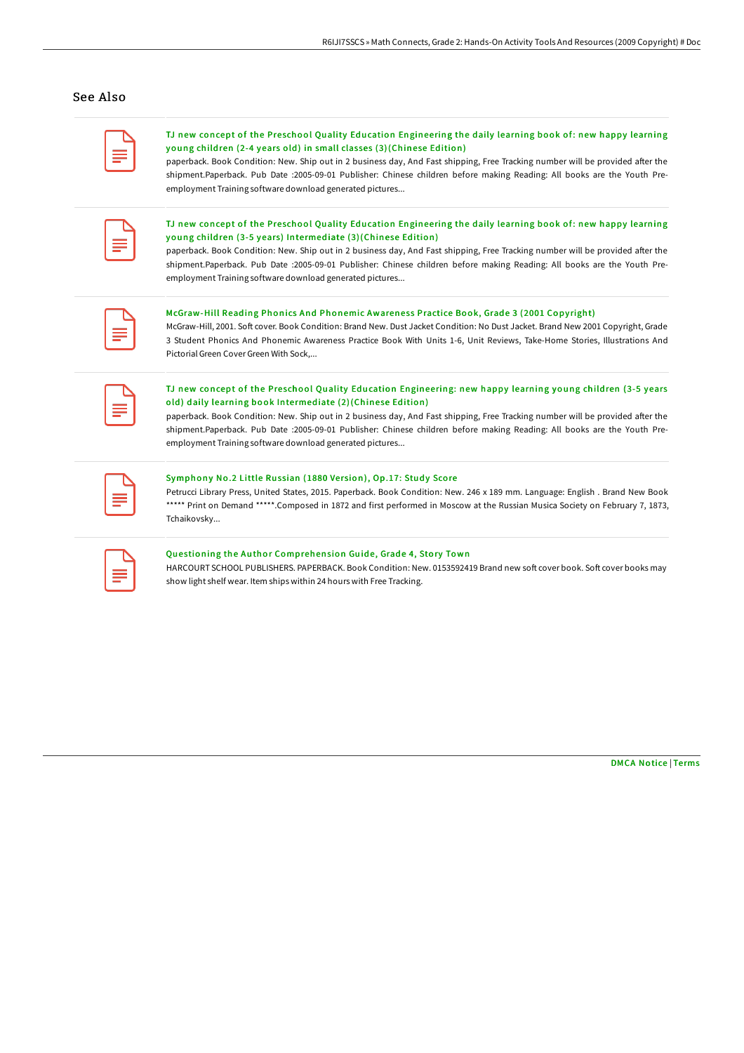## See Also

**TJ new concept of the Preschool Quality Education Engineering the daily learning book of: new happy learning young children (2-4 years old) in small classes (3)(Chinese Edition)**

paperback. Book Condition: New. Ship out in 2 business day, And Fast shipping, Free Tracking number will be provided after the shipment.Paperback. Pub Date :2005-09-01 Publisher: Chinese children before making Reading: All books are the Youth Pre-employment Training software download generated pictures...

**TJ new concept of the Preschool Quality Education Engineering the daily learning book of: new happy learning young children (3-5 years) Intermediate (3)(Chinese Edition)**

paperback. Book Condition: New. Ship out in 2 business day, And Fast shipping, Free Tracking number will be provided after the shipment.Paperback. Pub Date :2005-09-01 Publisher: Chinese children before making Reading: All books are the Youth Pre-employment Training software download generated pictures...

**McGraw-Hill Reading Phonics And Phonemic Awareness Practice Book, Grade 3 (2001 Copyright)**

McGraw-Hill, 2001. Soft cover. Book Condition: Brand New. Dust Jacket Condition: No Dust Jacket. Brand New 2001 Copyright, Grade 3 Student Phonics And Phonemic Awareness Practice Book With Units 1-6, Unit Reviews, Take-Home Stories, Illustrations And Pictorial Green Cover Green With Sock,...

**TJ new concept of the Preschool Quality Education Engineering: new happy learning young children (3-5 years old) daily learning book Intermediate (2)(Chinese Edition)**

paperback. Book Condition: New. Ship out in 2 business day, And Fast shipping, Free Tracking number will be provided after the shipment.Paperback. Pub Date :2005-09-01 Publisher: Chinese children before making Reading: All books are the Youth Pre-employment Training software download generated pictures...

**Symphony No.2 Little Russian (1880 Version), Op.17: Study Score**

Petrucci Library Press, United States, 2015. Paperback. Book Condition: New. 246 x 189 mm. Language: English . Brand New Book ***** Print on Demand *****.Composed in 1872 and first performed in Moscow at the Russian Musica Society on February 7, 1873, Tchaikovsky...

**Questioning the Author Comprehension Guide, Grade 4, Story Town**

HARCOURT SCHOOL PUBLISHERS. PAPERBACK. Book Condition: New. 0153592419 Brand new soft cover book. Soft cover books may show light shelf wear. Item ships within 24 hours with Free Tracking.